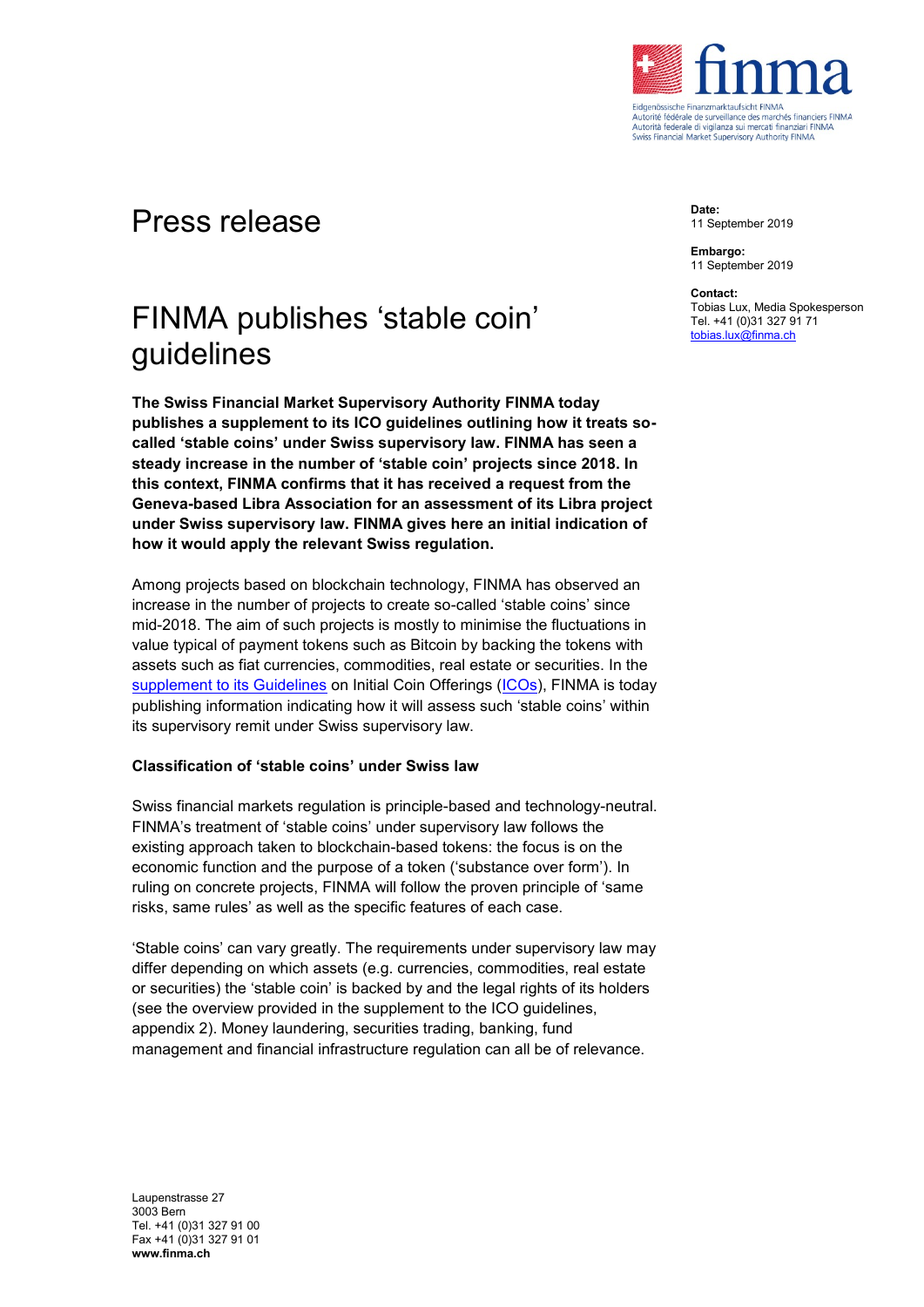# Press release

**Date:**
11 September 2019

**Embargo:**
11 September 2019

**Contact:**
Tobias Lux, Media Spokesperson
Tel. +41 (0)31 327 91 71
tobias.lux@finma.ch

## FINMA publishes 'stable coin' guidelines

**The Swiss Financial Market Supervisory Authority FINMA today publishes a supplement to its ICO guidelines outlining how it treats so-called 'stable coins' under Swiss supervisory law. FINMA has seen a steady increase in the number of 'stable coin' projects since 2018. In this context, FINMA confirms that it has received a request from the Geneva-based Libra Association for an assessment of its Libra project under Swiss supervisory law. FINMA gives here an initial indication of how it would apply the relevant Swiss regulation.**

Among projects based on blockchain technology, FINMA has observed an increase in the number of projects to create so-called 'stable coins' since mid-2018. The aim of such projects is mostly to minimise the fluctuations in value typical of payment tokens such as Bitcoin by backing the tokens with assets such as fiat currencies, commodities, real estate or securities. In the supplement to its Guidelines on Initial Coin Offerings (ICOs), FINMA is today publishing information indicating how it will assess such 'stable coins' within its supervisory remit under Swiss supervisory law.

### Classification of 'stable coins' under Swiss law

Swiss financial markets regulation is principle-based and technology-neutral. FINMA's treatment of 'stable coins' under supervisory law follows the existing approach taken to blockchain-based tokens: the focus is on the economic function and the purpose of a token ('substance over form'). In ruling on concrete projects, FINMA will follow the proven principle of 'same risks, same rules' as well as the specific features of each case.

'Stable coins' can vary greatly. The requirements under supervisory law may differ depending on which assets (e.g. currencies, commodities, real estate or securities) the 'stable coin' is backed by and the legal rights of its holders (see the overview provided in the supplement to the ICO guidelines, appendix 2). Money laundering, securities trading, banking, fund management and financial infrastructure regulation can all be of relevance.

Laupenstrasse 27
3003 Bern
Tel. +41 (0)31 327 91 00
Fax +41 (0)31 327 91 01
**www.finma.ch**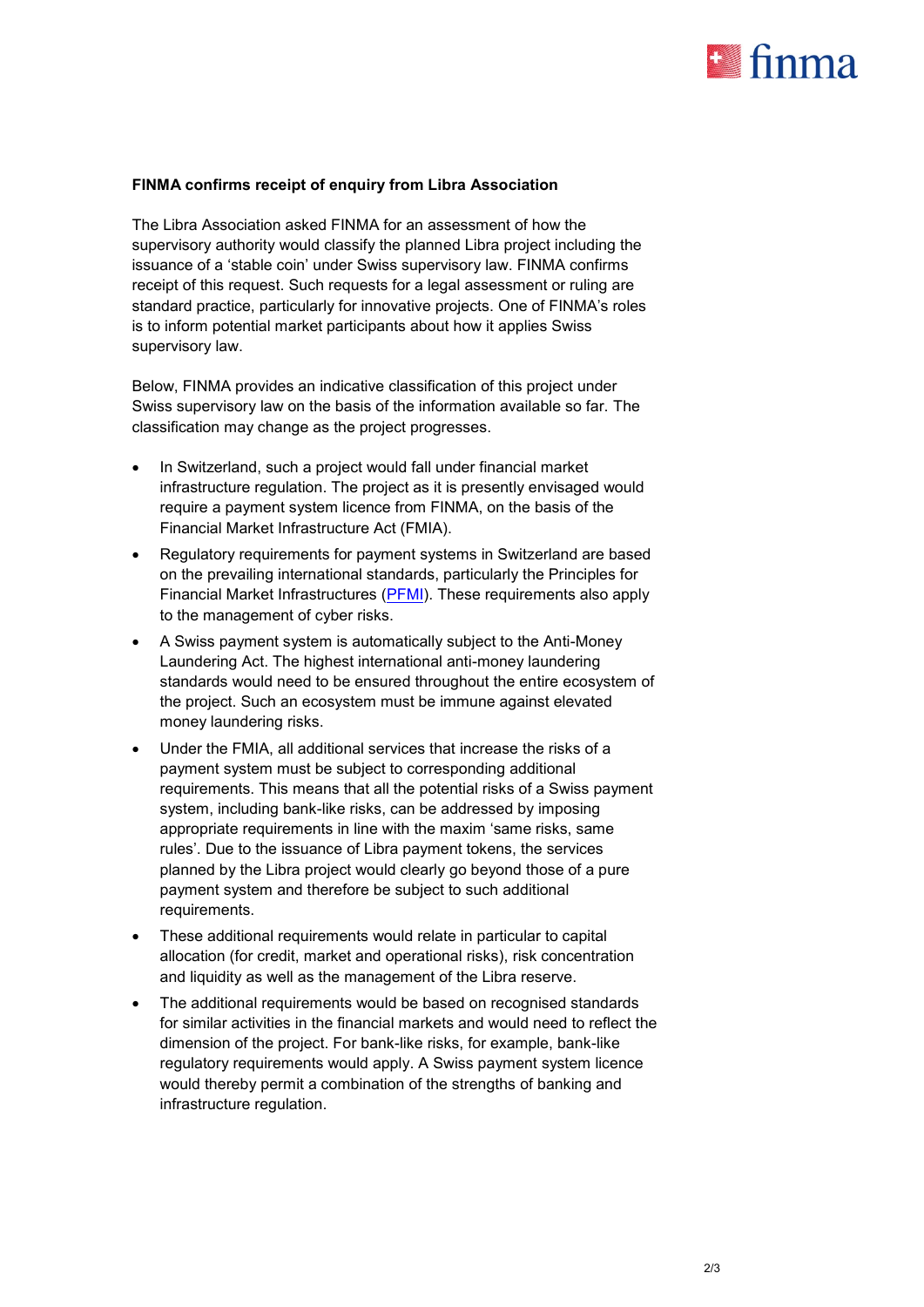**FINMA confirms receipt of enquiry from Libra Association**

The Libra Association asked FINMA for an assessment of how the supervisory authority would classify the planned Libra project including the issuance of a 'stable coin' under Swiss supervisory law. FINMA confirms receipt of this request. Such requests for a legal assessment or ruling are standard practice, particularly for innovative projects. One of FINMA's roles is to inform potential market participants about how it applies Swiss supervisory law.

Below, FINMA provides an indicative classification of this project under Swiss supervisory law on the basis of the information available so far. The classification may change as the project progresses.

- In Switzerland, such a project would fall under financial market infrastructure regulation. The project as it is presently envisaged would require a payment system licence from FINMA, on the basis of the Financial Market Infrastructure Act (FMIA).
- Regulatory requirements for payment systems in Switzerland are based on the prevailing international standards, particularly the Principles for Financial Market Infrastructures (PFMI). These requirements also apply to the management of cyber risks.
- A Swiss payment system is automatically subject to the Anti-Money Laundering Act. The highest international anti-money laundering standards would need to be ensured throughout the entire ecosystem of the project. Such an ecosystem must be immune against elevated money laundering risks.
- Under the FMIA, all additional services that increase the risks of a payment system must be subject to corresponding additional requirements. This means that all the potential risks of a Swiss payment system, including bank-like risks, can be addressed by imposing appropriate requirements in line with the maxim 'same risks, same rules'. Due to the issuance of Libra payment tokens, the services planned by the Libra project would clearly go beyond those of a pure payment system and therefore be subject to such additional requirements.
- These additional requirements would relate in particular to capital allocation (for credit, market and operational risks), risk concentration and liquidity as well as the management of the Libra reserve.
- The additional requirements would be based on recognised standards for similar activities in the financial markets and would need to reflect the dimension of the project. For bank-like risks, for example, bank-like regulatory requirements would apply. A Swiss payment system licence would thereby permit a combination of the strengths of banking and infrastructure regulation.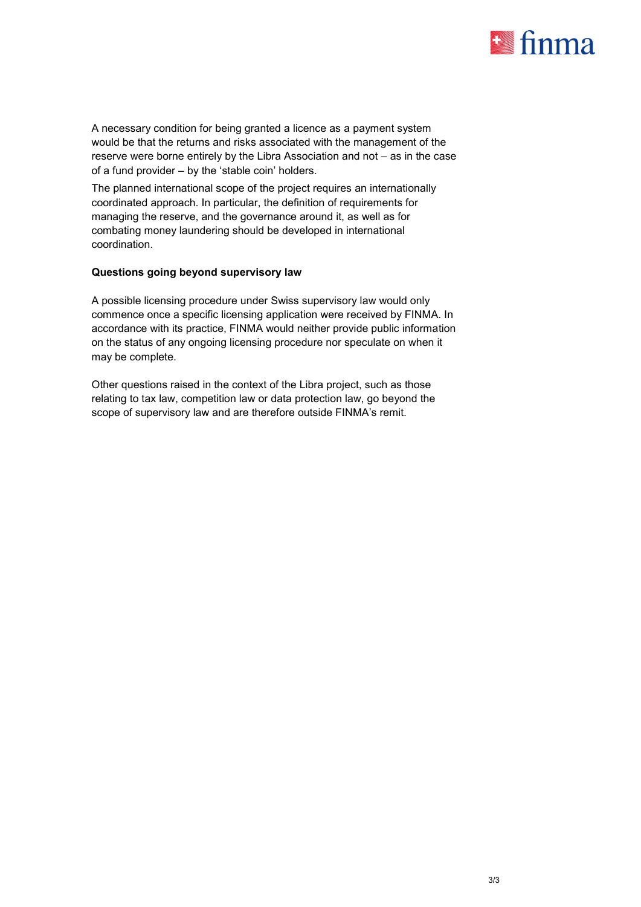A necessary condition for being granted a licence as a payment system would be that the returns and risks associated with the management of the reserve were borne entirely by the Libra Association and not – as in the case of a fund provider – by the 'stable coin' holders.

The planned international scope of the project requires an internationally coordinated approach. In particular, the definition of requirements for managing the reserve, and the governance around it, as well as for combating money laundering should be developed in international coordination.

**Questions going beyond supervisory law**

A possible licensing procedure under Swiss supervisory law would only commence once a specific licensing application were received by FINMA. In accordance with its practice, FINMA would neither provide public information on the status of any ongoing licensing procedure nor speculate on when it may be complete.

Other questions raised in the context of the Libra project, such as those relating to tax law, competition law or data protection law, go beyond the scope of supervisory law and are therefore outside FINMA's remit.